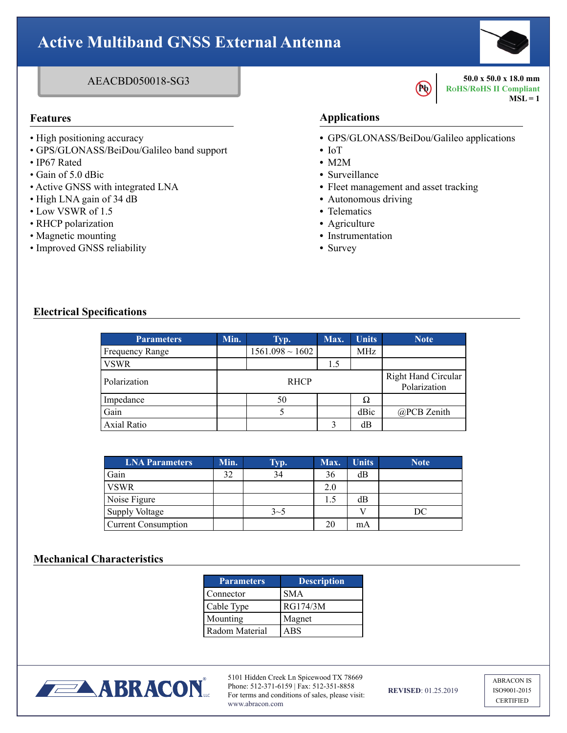# Active Multiband GNSS External Antenna

AEACBD050018-SG3

**50.0 x 50.0 x 18.0 mm**
**RoHS/RoHS II Compliant**
**MSL = 1**

## Features

- High positioning accuracy
- GPS/GLONASS/BeiDou/Galileo band support
- IP67 Rated
- Gain of 5.0 dBic
- Active GNSS with integrated LNA
- High LNA gain of 34 dB
- Low VSWR of 1.5
- RHCP polarization
- Magnetic mounting
- Improved GNSS reliability

## Applications

- GPS/GLONASS/BeiDou/Galileo applications
- IoT
- M2M
- Surveillance
- Fleet management and asset tracking
- Autonomous driving
- Telematics
- Agriculture
- Instrumentation
- Survey

## Electrical Specifications

| Parameters | Min. | Typ. | Max. | Units | Note |
|---|---|---|---|---|---|
| Frequency Range | | 1561.098 ~ 1602 | | MHz | |
| VSWR | | | 1.5 | | |
| Polarization | | RHCP | | | Right Hand Circular Polarization |
| Impedance | | 50 | | Ω | |
| Gain | | 5 | | dBic | @PCB Zenith |
| Axial Ratio | | | 3 | dB | |

| LNA Parameters | Min. | Typ. | Max. | Units | Note |
|---|---|---|---|---|---|
| Gain | 32 | 34 | 36 | dB | |
| VSWR | | | 2.0 | | |
| Noise Figure | | | 1.5 | dB | |
| Supply Voltage | | 3~5 | | V | DC |
| Current Consumption | | | 20 | mA | |

## Mechanical Characteristics

| Parameters | Description |
|---|---|
| Connector | SMA |
| Cable Type | RG174/3M |
| Mounting | Magnet |
| Radom Material | ABS |

5101 Hidden Creek Ln Spicewood TX 78669
Phone: 512-371-6159 | Fax: 512-351-8858
For terms and conditions of sales, please visit: www.abracon.com

**REVISED**: 01.25.2019

ABRACON IS ISO9001-2015 CERTIFIED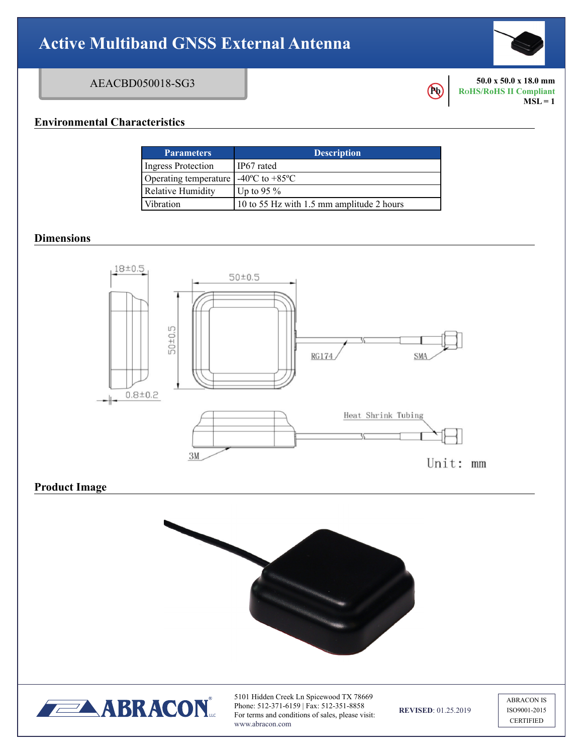# Active Multiband GNSS External Antenna

AEACBD050018-SG3

**50.0 x 50.0 x 18.0 mm**
**RoHS/RoHS II Compliant**
**MSL = 1**

## Environmental Characteristics

| Parameters | Description |
|---|---|
| Ingress Protection | IP67 rated |
| Operating temperature | -40ºC to +85ºC |
| Relative Humidity | Up to 95 % |
| Vibration | 10 to 55 Hz with 1.5 mm amplitude 2 hours |

## Dimensions

18±0.5

50±0.5

50±0.5

0.8±0.2

RG174

SMA

Heat Shrink Tubing

3M

Unit: mm

## Product Image

5101 Hidden Creek Ln Spicewood TX 78669
Phone: 512-371-6159 | Fax: 512-351-8858
For terms and conditions of sales, please visit: www.abracon.com

**REVISED**: 01.25.2019

ABRACON IS ISO9001-2015 CERTIFIED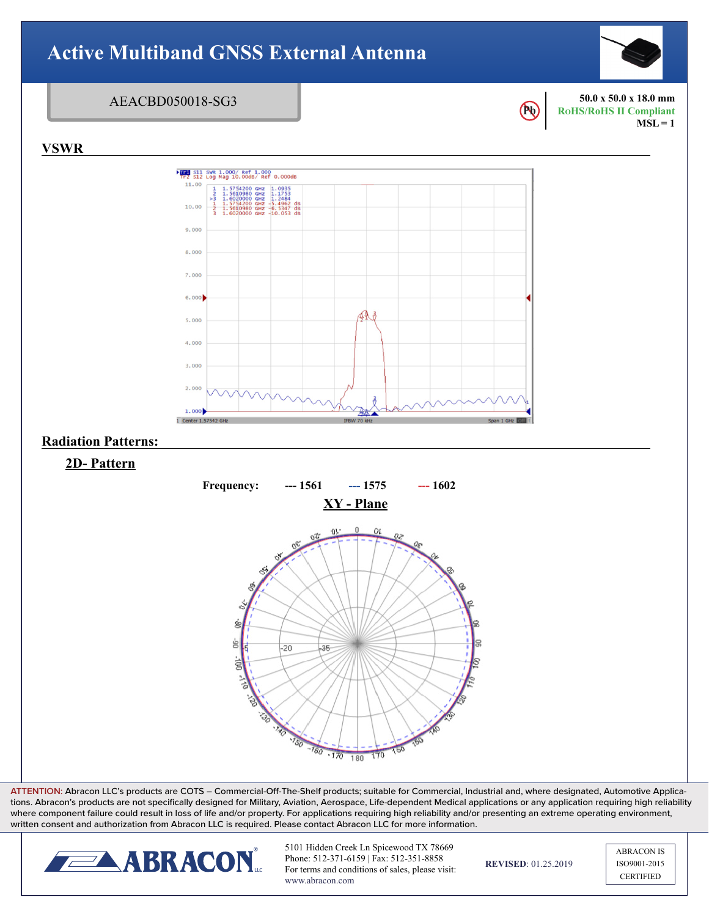# Active Multiband GNSS External Antenna

AEACBD050018-SG3

50.0 x 50.0 x 18.0 mm
RoHS/RoHS II Compliant
MSL = 1

## VSWR

## Radiation Patterns:

### 2D- Pattern

Frequency: --- 1561 --- 1575 --- 1602

XY - Plane

ATTENTION: Abracon LLC's products are COTS – Commercial-Off-The-Shelf products; suitable for Commercial, Industrial and, where designated, Automotive Applications. Abracon's products are not specifically designed for Military, Aviation, Aerospace, Life-dependent Medical applications or any application requiring high reliability where component failure could result in loss of life and/or property. For applications requiring high reliability and/or presenting an extreme operating environment, written consent and authorization from Abracon LLC is required. Please contact Abracon LLC for more information.

5101 Hidden Creek Ln Spicewood TX 78669
Phone: 512-371-6159 | Fax: 512-351-8858
For terms and conditions of sales, please visit:
www.abracon.com

REVISED: 01.25.2019

ABRACON IS ISO9001-2015 CERTIFIED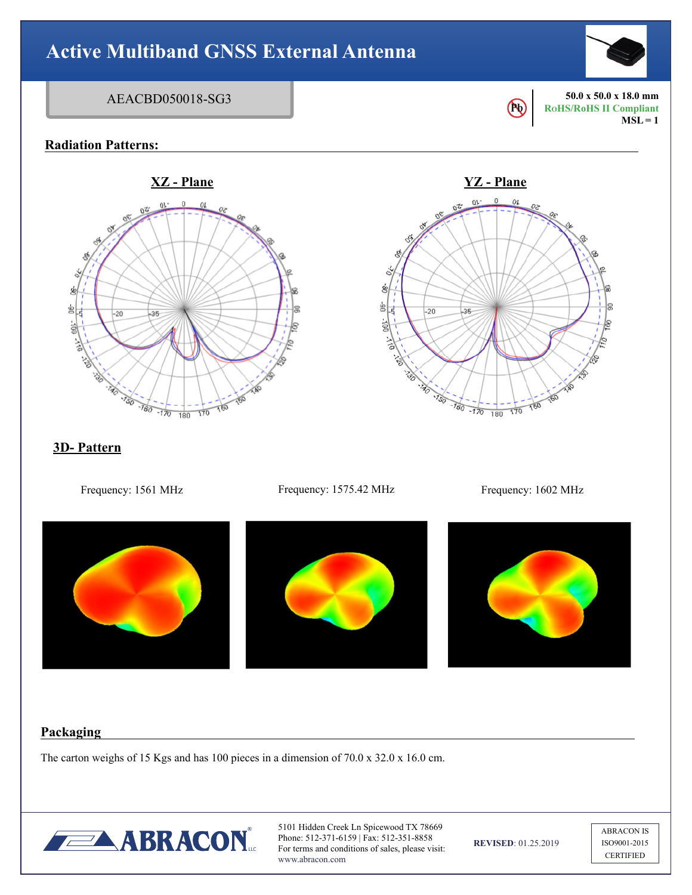# Active Multiband GNSS External Antenna

AEACBD050018-SG3

50.0 x 50.0 x 18.0 mm
RoHS/RoHS II Compliant
MSL = 1

## Radiation Patterns:

### XZ - Plane

### YZ - Plane

### 3D- Pattern

Frequency: 1561 MHz

Frequency: 1575.42 MHz

Frequency: 1602 MHz

## Packaging

The carton weighs of 15 Kgs and has 100 pieces in a dimension of 70.0 x 32.0 x 16.0 cm.

5101 Hidden Creek Ln Spicewood TX 78669
Phone: 512-371-6159 | Fax: 512-351-8858
For terms and conditions of sales, please visit: www.abracon.com

**REVISED**: 01.25.2019

ABRACON IS ISO9001-2015 CERTIFIED